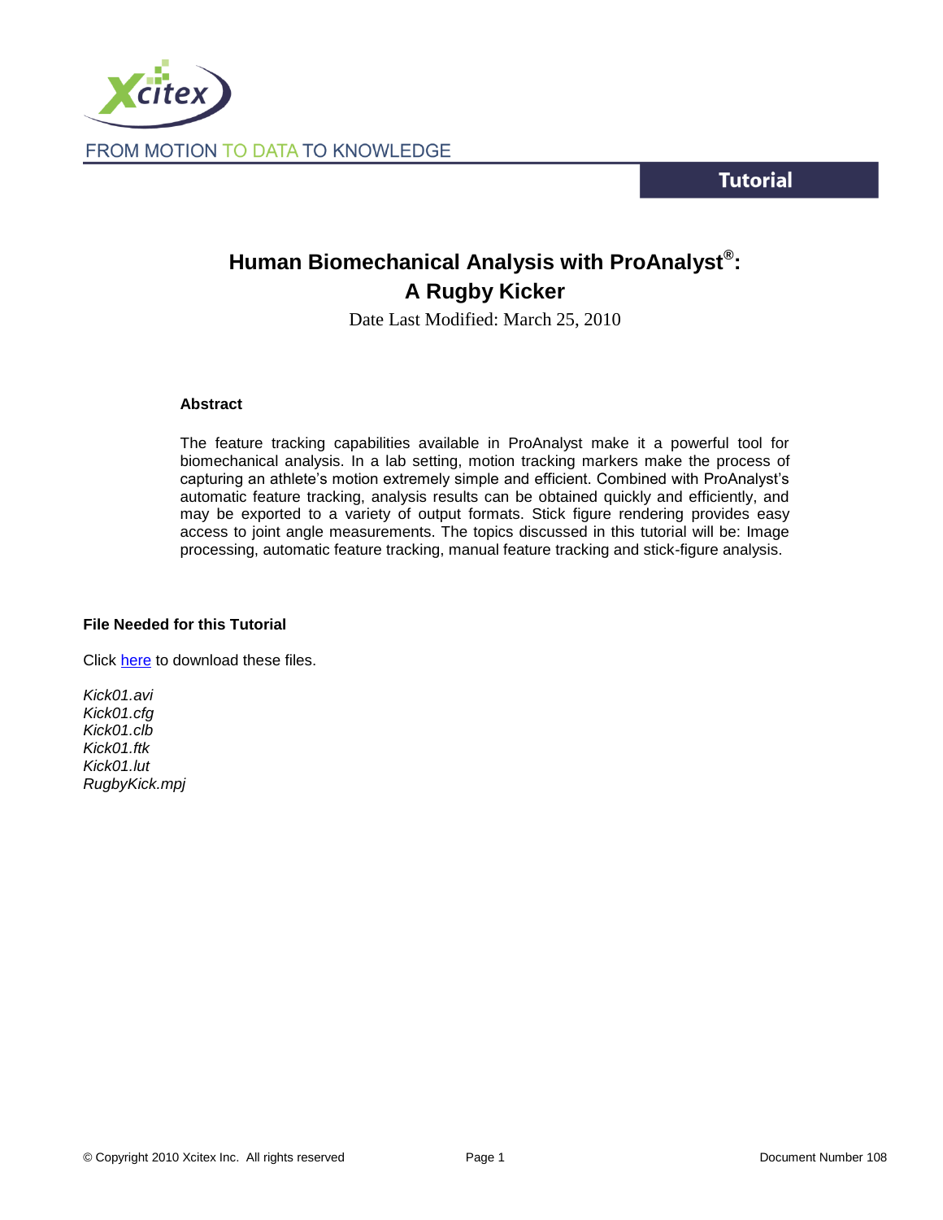FROM MOTION TO DATA TO KNOWLEDGE

**Tutorial**

# Human Biomechanical Analysis with ProAnalyst®: A Rugby Kicker

Date Last Modified: March 25, 2010

### Abstract

The feature tracking capabilities available in ProAnalyst make it a powerful tool for biomechanical analysis. In a lab setting, motion tracking markers make the process of capturing an athlete's motion extremely simple and efficient. Combined with ProAnalyst's automatic feature tracking, analysis results can be obtained quickly and efficiently, and may be exported to a variety of output formats. Stick figure rendering provides easy access to joint angle measurements. The topics discussed in this tutorial will be: Image processing, automatic feature tracking, manual feature tracking and stick-figure analysis.

### File Needed for this Tutorial

Click here to download these files.

*Kick01.avi*
*Kick01.cfg*
*Kick01.clb*
*Kick01.ftk*
*Kick01.lut*
*RugbyKick.mpj*

© Copyright 2010 Xcitex Inc. All rights reserved — Document Number 108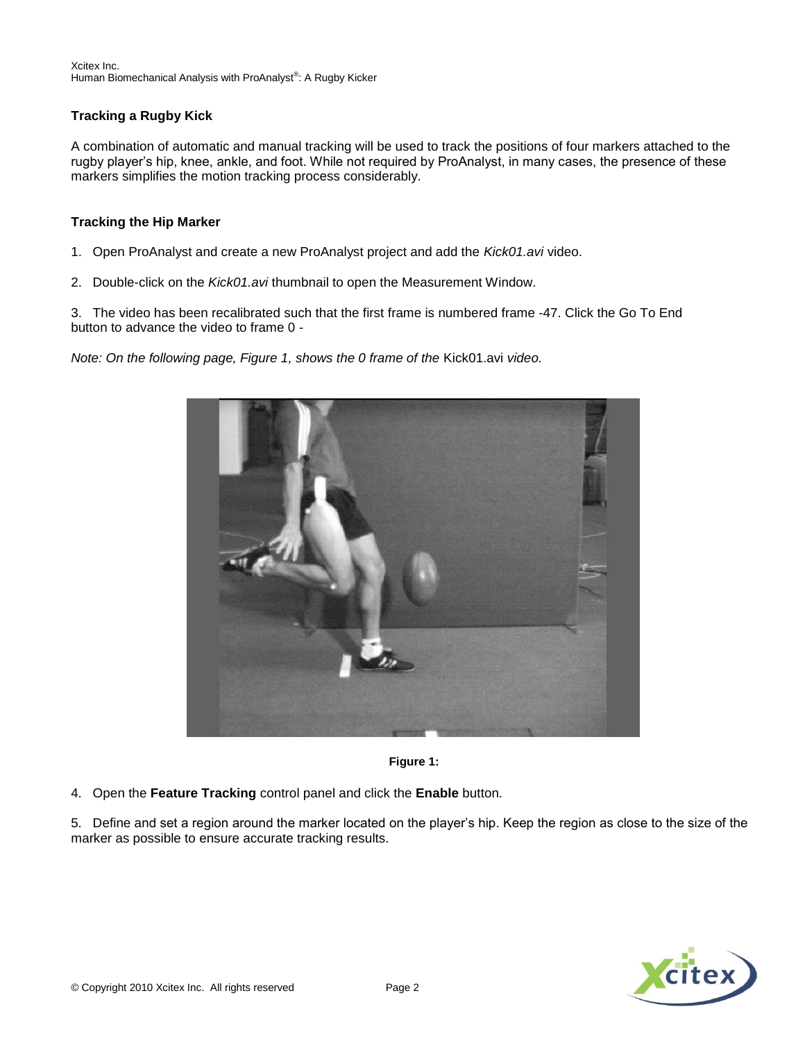### Tracking a Rugby Kick

A combination of automatic and manual tracking will be used to track the positions of four markers attached to the rugby player's hip, knee, ankle, and foot. While not required by ProAnalyst, in many cases, the presence of these markers simplifies the motion tracking process considerably.

### Tracking the Hip Marker

1. Open ProAnalyst and create a new ProAnalyst project and add the *Kick01.avi* video.

2. Double-click on the *Kick01.avi* thumbnail to open the Measurement Window.

3. The video has been recalibrated such that the first frame is numbered frame -47. Click the Go To End button to advance the video to frame 0 -

*Note: On the following page, Figure 1, shows the 0 frame of the* Kick01.avi *video.*

**Figure 1:**

4. Open the **Feature Tracking** control panel and click the **Enable** button.

5. Define and set a region around the marker located on the player's hip. Keep the region as close to the size of the marker as possible to ensure accurate tracking results.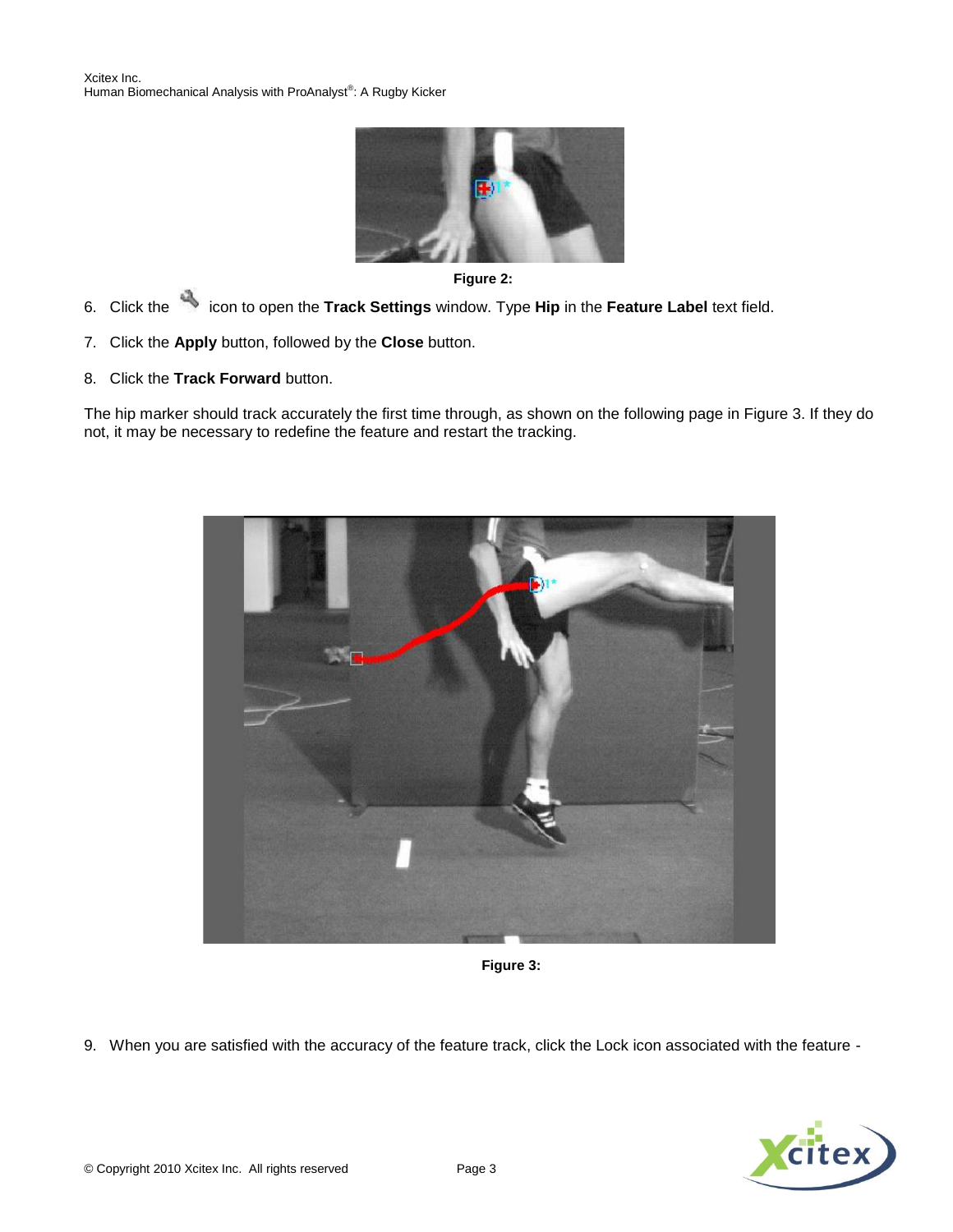Figure 2:

6. Click the icon to open the **Track Settings** window. Type **Hip** in the **Feature Label** text field.

7. Click the **Apply** button, followed by the **Close** button.

8. Click the **Track Forward** button.

The hip marker should track accurately the first time through, as shown on the following page in Figure 3. If they do not, it may be necessary to redefine the feature and restart the tracking.

Figure 3:

9. When you are satisfied with the accuracy of the feature track, click the Lock icon associated with the feature -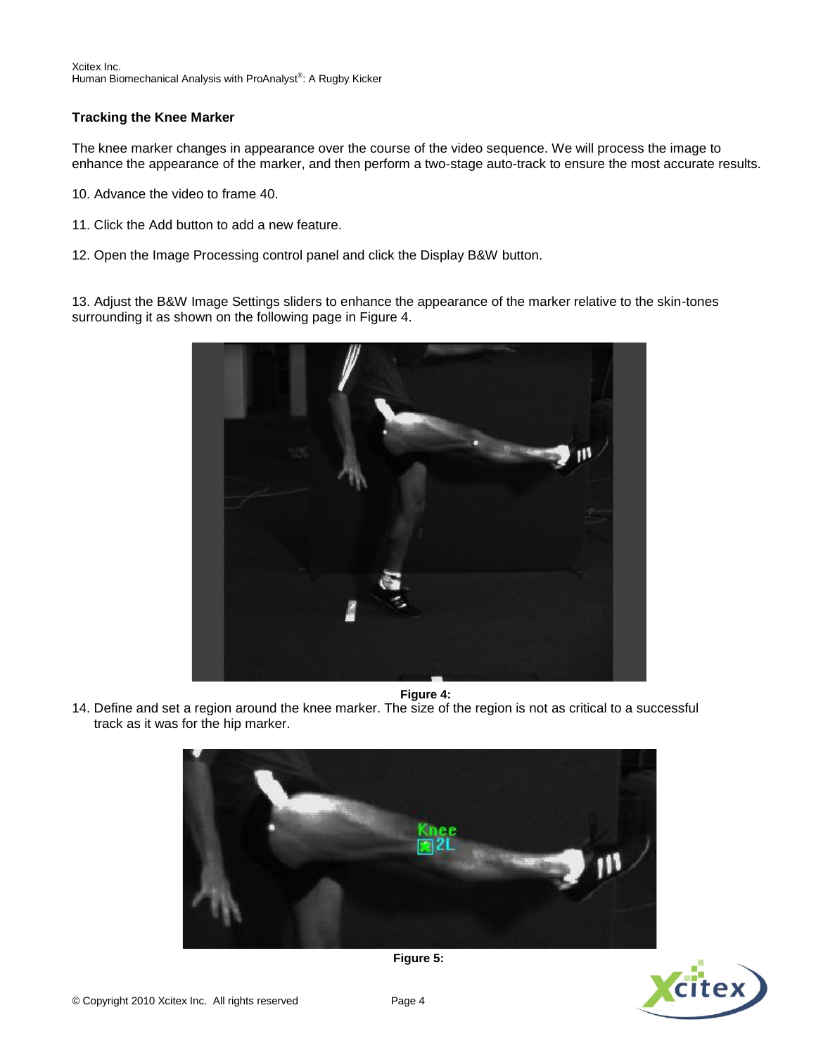### Tracking the Knee Marker

The knee marker changes in appearance over the course of the video sequence. We will process the image to enhance the appearance of the marker, and then perform a two-stage auto-track to ensure the most accurate results.

10. Advance the video to frame 40.

11. Click the Add button to add a new feature.

12. Open the Image Processing control panel and click the Display B&W button.

13. Adjust the B&W Image Settings sliders to enhance the appearance of the marker relative to the skin-tones surrounding it as shown on the following page in Figure 4.

**Figure 4:**

14. Define and set a region around the knee marker. The size of the region is not as critical to a successful track as it was for the hip marker.

**Figure 5:**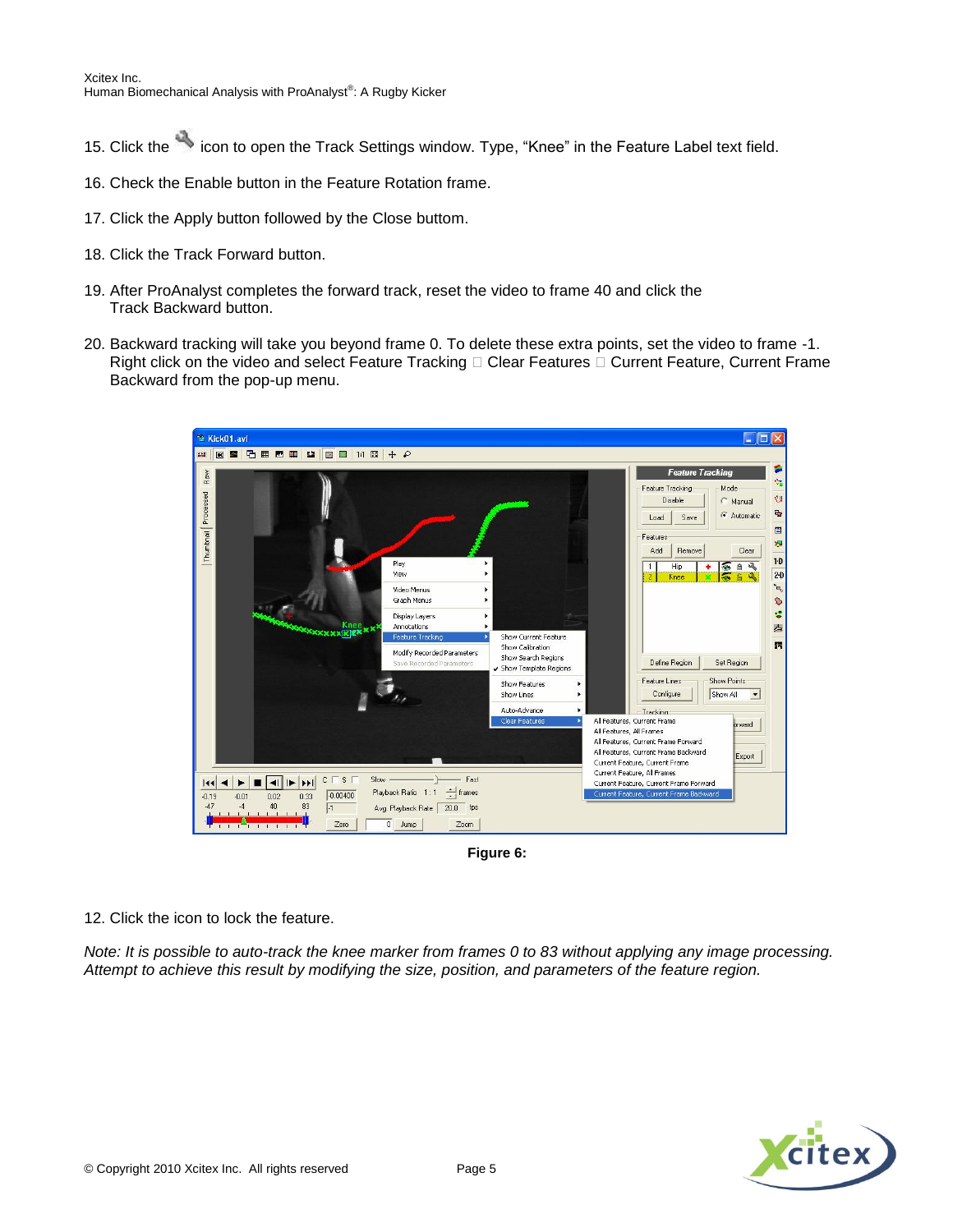15. Click the icon to open the Track Settings window. Type, “Knee” in the Feature Label text field.

16. Check the Enable button in the Feature Rotation frame.

17. Click the Apply button followed by the Close buttom.

18. Click the Track Forward button.

19. After ProAnalyst completes the forward track, reset the video to frame 40 and click the Track Backward button.

20. Backward tracking will take you beyond frame 0. To delete these extra points, set the video to frame -1. Right click on the video and select Feature Tracking  Clear Features  Current Feature, Current Frame Backward from the pop-up menu.

**Figure 6:**

12. Click the icon to lock the feature.

*Note: It is possible to auto-track the knee marker from frames 0 to 83 without applying any image processing. Attempt to achieve this result by modifying the size, position, and parameters of the feature region.*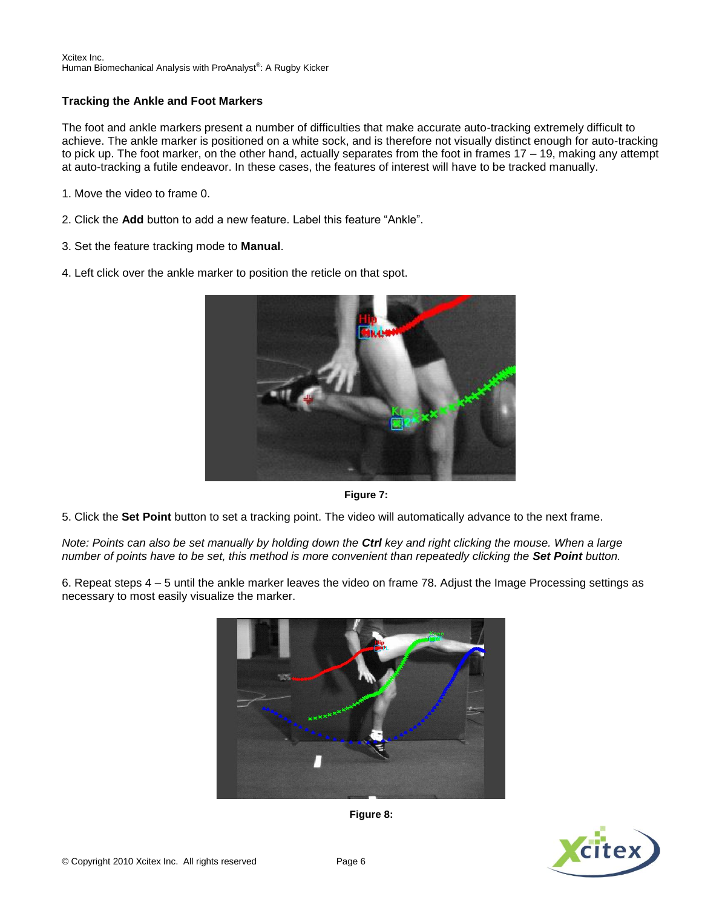### Tracking the Ankle and Foot Markers

The foot and ankle markers present a number of difficulties that make accurate auto-tracking extremely difficult to achieve. The ankle marker is positioned on a white sock, and is therefore not visually distinct enough for auto-tracking to pick up. The foot marker, on the other hand, actually separates from the foot in frames 17 – 19, making any attempt at auto-tracking a futile endeavor. In these cases, the features of interest will have to be tracked manually.

1. Move the video to frame 0.

2. Click the **Add** button to add a new feature. Label this feature "Ankle".

3. Set the feature tracking mode to **Manual**.

4. Left click over the ankle marker to position the reticle on that spot.

**Figure 7:**

5. Click the **Set Point** button to set a tracking point. The video will automatically advance to the next frame.

*Note: Points can also be set manually by holding down the **Ctrl** key and right clicking the mouse. When a large number of points have to be set, this method is more convenient than repeatedly clicking the **Set Point** button.*

6. Repeat steps 4 – 5 until the ankle marker leaves the video on frame 78. Adjust the Image Processing settings as necessary to most easily visualize the marker.

**Figure 8:**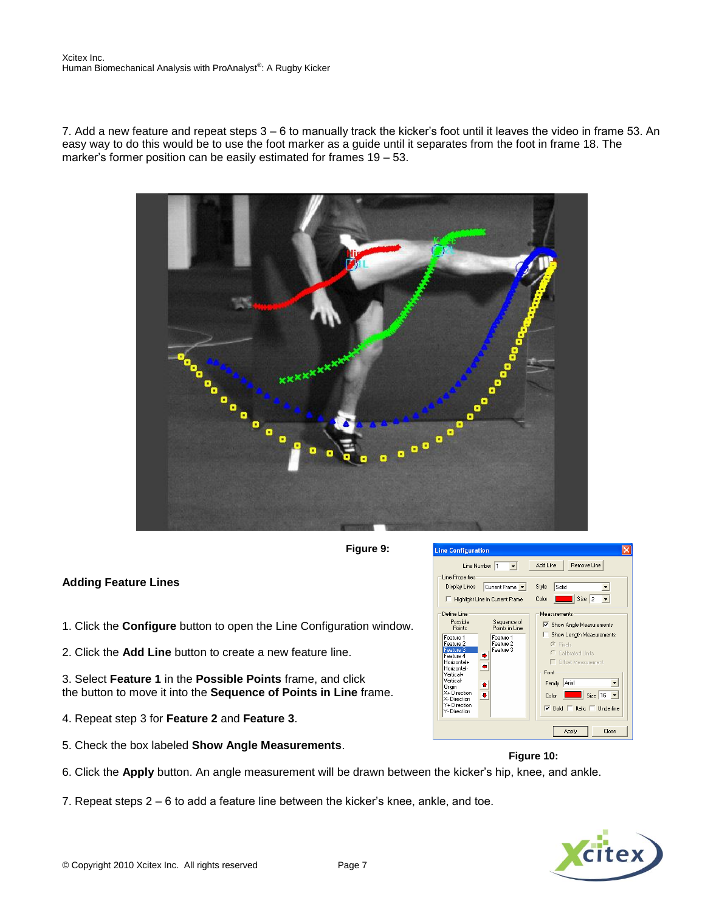7. Add a new feature and repeat steps 3 – 6 to manually track the kicker's foot until it leaves the video in frame 53. An easy way to do this would be to use the foot marker as a guide until it separates from the foot in frame 18. The marker's former position can be easily estimated for frames 19 – 53.

**Figure 9:**

## Adding Feature Lines

1. Click the **Configure** button to open the Line Configuration window.

2. Click the **Add Line** button to create a new feature line.

3. Select **Feature 1** in the **Possible Points** frame, and click the button to move it into the **Sequence of Points in Line** frame.

4. Repeat step 3 for **Feature 2** and **Feature 3**.

5. Check the box labeled **Show Angle Measurements**.

**Figure 10:**

6. Click the **Apply** button. An angle measurement will be drawn between the kicker's hip, knee, and ankle.

7. Repeat steps 2 – 6 to add a feature line between the kicker's knee, ankle, and toe.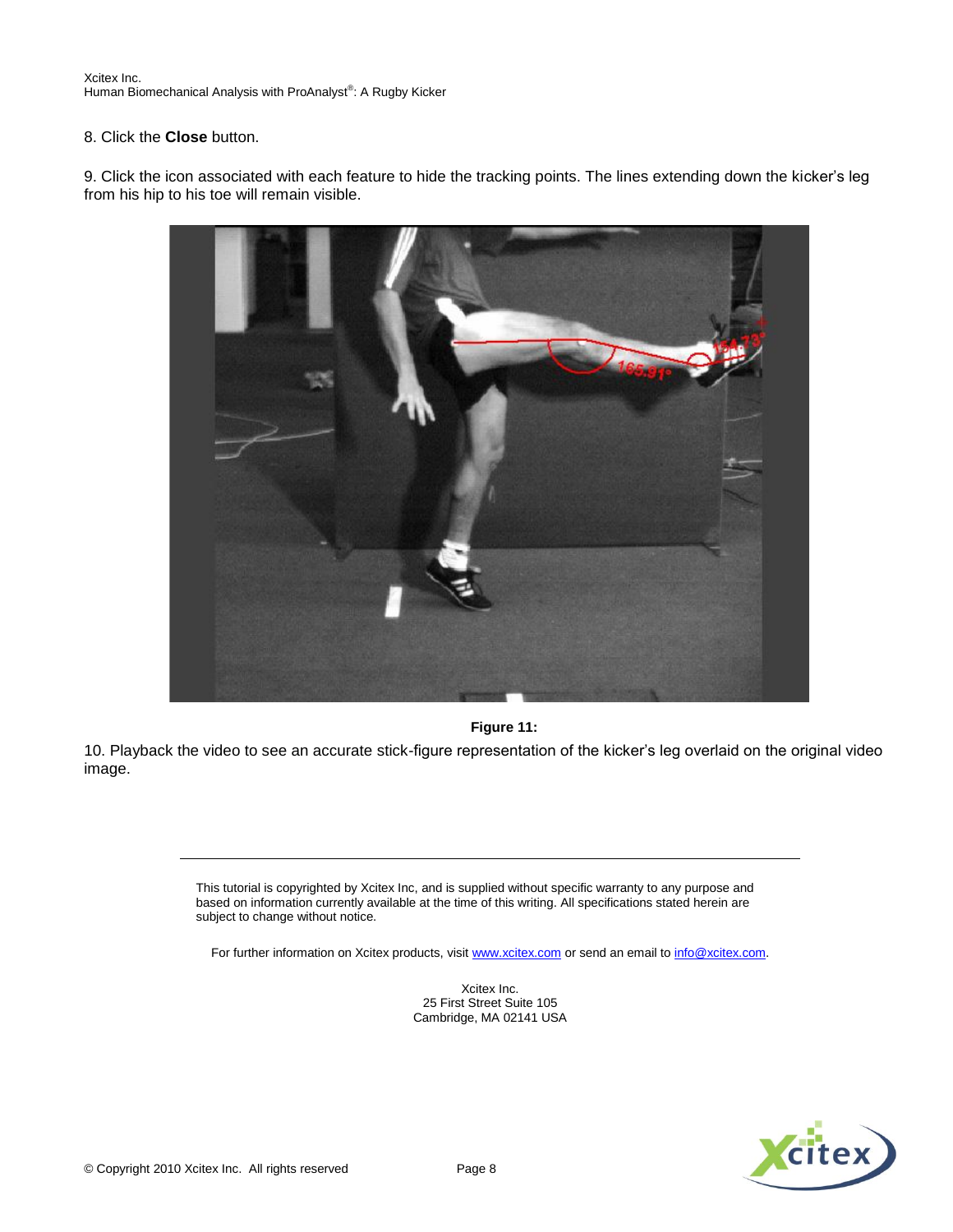8. Click the **Close** button.

9. Click the icon associated with each feature to hide the tracking points. The lines extending down the kicker's leg from his hip to his toe will remain visible.

**Figure 11:**

10. Playback the video to see an accurate stick-figure representation of the kicker's leg overlaid on the original video image.

---

This tutorial is copyrighted by Xcitex Inc, and is supplied without specific warranty to any purpose and based on information currently available at the time of this writing. All specifications stated herein are subject to change without notice.

For further information on Xcitex products, visit www.xcitex.com or send an email to info@xcitex.com.

Xcitex Inc.
25 First Street Suite 105
Cambridge, MA 02141 USA

© Copyright 2010 Xcitex Inc. All rights reserved